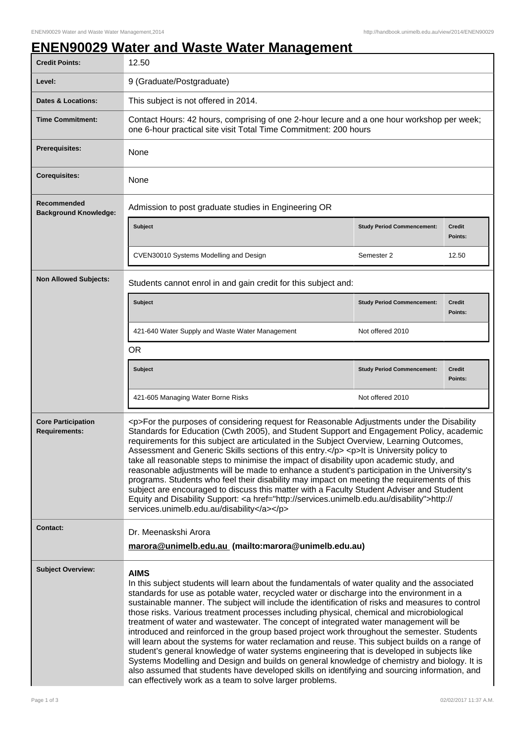# ENEN90029 Water and Waste Water Management

| | |
|---|---|
| **Credit Points:** | 12.50 |
| **Level:** | 9 (Graduate/Postgraduate) |
| **Dates & Locations:** | This subject is not offered in 2014. |
| **Time Commitment:** | Contact Hours: 42 hours, comprising of one 2-hour lecure and a one hour workshop per week; one 6-hour practical site visit Total Time Commitment: 200 hours |
| **Prerequisites:** | None |
| **Corequisites:** | None |
| **Recommended Background Knowledge:** | Admission to post graduate studies in Engineering OR |

| Subject | Study Period Commencement: | Credit Points: |
|---|---|---|
| CVEN30010 Systems Modelling and Design | Semester 2 | 12.50 |

**Non Allowed Subjects:**

Students cannot enrol in and gain credit for this subject and:

| Subject | Study Period Commencement: | Credit Points: |
|---|---|---|
| 421-640 Water Supply and Waste Water Management | Not offered 2010 | |

OR

| Subject | Study Period Commencement: | Credit Points: |
|---|---|---|
| 421-605 Managing Water Borne Risks | Not offered 2010 | |

**Core Participation Requirements:**

<p>For the purposes of considering request for Reasonable Adjustments under the Disability Standards for Education (Cwth 2005), and Student Support and Engagement Policy, academic requirements for this subject are articulated in the Subject Overview, Learning Outcomes, Assessment and Generic Skills sections of this entry.</p> <p>It is University policy to take all reasonable steps to minimise the impact of disability upon academic study, and reasonable adjustments will be made to enhance a student's participation in the University's programs. Students who feel their disability may impact on meeting the requirements of this subject are encouraged to discuss this matter with a Faculty Student Adviser and Student Equity and Disability Support: <a href="http://services.unimelb.edu.au/disability">http://services.unimelb.edu.au/disability</a></p>

**Contact:**

Dr. Meenaskshi Arora

**marora@unimelb.edu.au (mailto:marora@unimelb.edu.au)**

**Subject Overview:**

**AIMS**

In this subject students will learn about the fundamentals of water quality and the associated standards for use as potable water, recycled water or discharge into the environment in a sustainable manner. The subject will include the identification of risks and measures to control those risks. Various treatment processes including physical, chemical and microbiological treatment of water and wastewater. The concept of integrated water management will be introduced and reinforced in the group based project work throughout the semester. Students will learn about the systems for water reclamation and reuse. This subject builds on a range of student's general knowledge of water systems engineering that is developed in subjects like Systems Modelling and Design and builds on general knowledge of chemistry and biology. It is also assumed that students have developed skills on identifying and sourcing information, and can effectively work as a team to solve larger problems.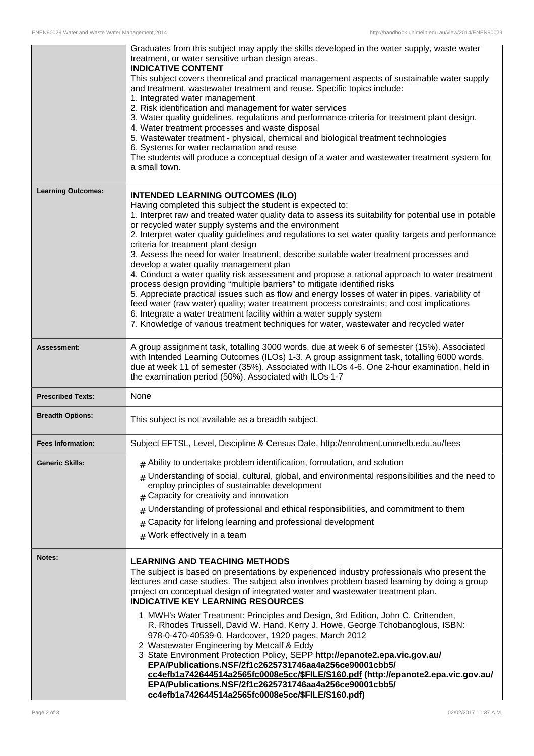| | |
|---|---|
| | Graduates from this subject may apply the skills developed in the water supply, waste water treatment, or water sensitive urban design areas.<br>**INDICATIVE CONTENT**<br>This subject covers theoretical and practical management aspects of sustainable water supply and treatment, wastewater treatment and reuse. Specific topics include:<br>1. Integrated water management<br>2. Risk identification and management for water services<br>3. Water quality guidelines, regulations and performance criteria for treatment plant design.<br>4. Water treatment processes and waste disposal<br>5. Wastewater treatment - physical, chemical and biological treatment technologies<br>6. Systems for water reclamation and reuse<br>The students will produce a conceptual design of a water and wastewater treatment system for a small town. |
| **Learning Outcomes:** | **INTENDED LEARNING OUTCOMES (ILO)**<br>Having completed this subject the student is expected to:<br>1. Interpret raw and treated water quality data to assess its suitability for potential use in potable or recycled water supply systems and the environment<br>2. Interpret water quality guidelines and regulations to set water quality targets and performance criteria for treatment plant design<br>3. Assess the need for water treatment, describe suitable water treatment processes and develop a water quality management plan<br>4. Conduct a water quality risk assessment and propose a rational approach to water treatment process design providing "multiple barriers" to mitigate identified risks<br>5. Appreciate practical issues such as flow and energy losses of water in pipes. variability of feed water (raw water) quality; water treatment process constraints; and cost implications<br>6. Integrate a water treatment facility within a water supply system<br>7. Knowledge of various treatment techniques for water, wastewater and recycled water |
| **Assessment:** | A group assignment task, totalling 3000 words, due at week 6 of semester (15%). Associated with Intended Learning Outcomes (ILOs) 1-3. A group assignment task, totalling 6000 words, due at week 11 of semester (35%). Associated with ILOs 4-6. One 2-hour examination, held in the examination period (50%). Associated with ILOs 1-7 |
| **Prescribed Texts:** | None |
| **Breadth Options:** | This subject is not available as a breadth subject. |
| **Fees Information:** | Subject EFTSL, Level, Discipline & Census Date, http://enrolment.unimelb.edu.au/fees |
| **Generic Skills:** | # Ability to undertake problem identification, formulation, and solution<br># Understanding of social, cultural, global, and environmental responsibilities and the need to employ principles of sustainable development<br># Capacity for creativity and innovation<br># Understanding of professional and ethical responsibilities, and commitment to them<br># Capacity for lifelong learning and professional development<br># Work effectively in a team |
| **Notes:** | **LEARNING AND TEACHING METHODS**<br>The subject is based on presentations by experienced industry professionals who present the lectures and case studies. The subject also involves problem based learning by doing a group project on conceptual design of integrated water and wastewater treatment plan.<br>**INDICATIVE KEY LEARNING RESOURCES**<br>1 MWH's Water Treatment: Principles and Design, 3rd Edition, John C. Crittenden, R. Rhodes Trussell, David W. Hand, Kerry J. Howe, George Tchobanoglous, ISBN: 978-0-470-40539-0, Hardcover, 1920 pages, March 2012<br>2 Wastewater Engineering by Metcalf & Eddy<br>3 State Environment Protection Policy, SEPP **http://epanote2.epa.vic.gov.au/EPA/Publications.NSF/2f1c2625731746aa4a256ce90001cbb5/cc4efb1a742644514a2565fc0008e5cc/$FILE/S160.pdf (http://epanote2.epa.vic.gov.au/EPA/Publications.NSF/2f1c2625731746aa4a256ce90001cbb5/cc4efb1a742644514a2565fc0008e5cc/$FILE/S160.pdf)** |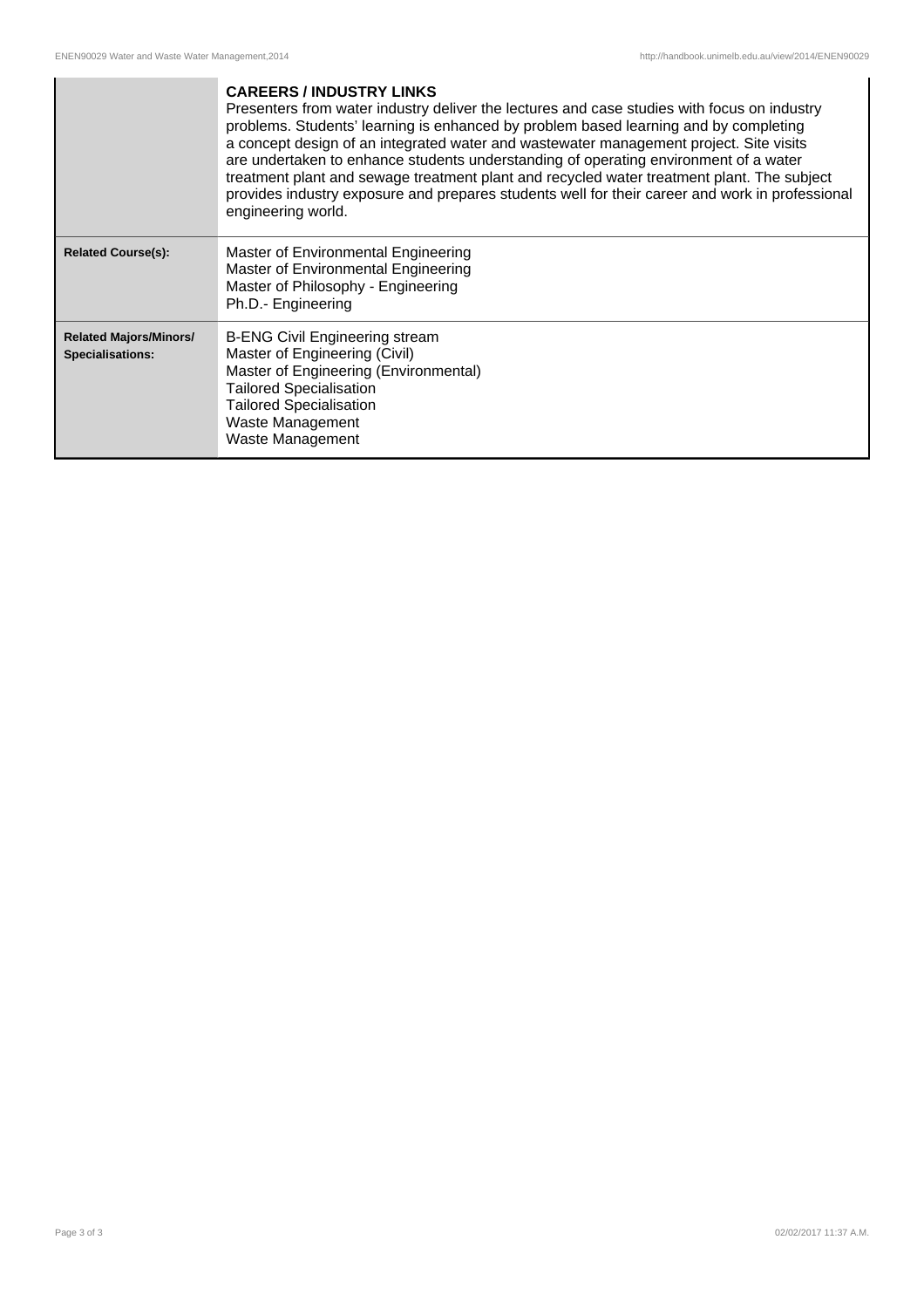| | |
|---|---|
| | **CAREERS / INDUSTRY LINKS**<br>Presenters from water industry deliver the lectures and case studies with focus on industry problems. Students' learning is enhanced by problem based learning and by completing a concept design of an integrated water and wastewater management project. Site visits are undertaken to enhance students understanding of operating environment of a water treatment plant and sewage treatment plant and recycled water treatment plant. The subject provides industry exposure and prepares students well for their career and work in professional engineering world. |
| **Related Course(s):** | Master of Environmental Engineering<br>Master of Environmental Engineering<br>Master of Philosophy - Engineering<br>Ph.D.- Engineering |
| **Related Majors/Minors/ Specialisations:** | B-ENG Civil Engineering stream<br>Master of Engineering (Civil)<br>Master of Engineering (Environmental)<br>Tailored Specialisation<br>Tailored Specialisation<br>Waste Management<br>Waste Management |